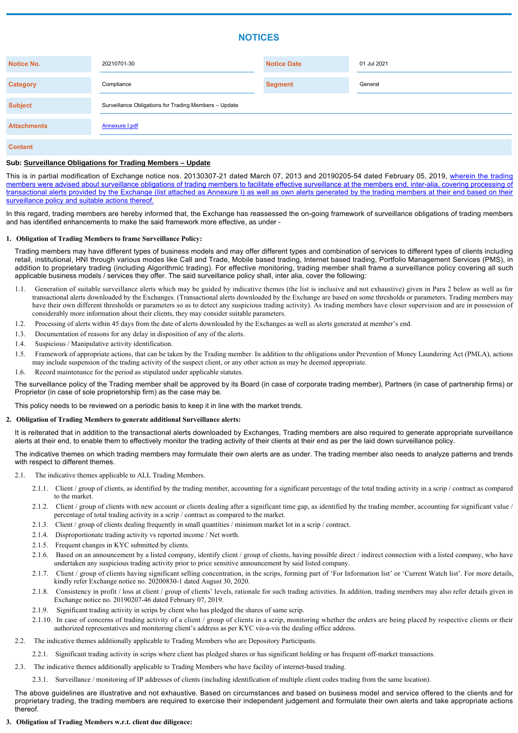# NOTICES

| Notice No. | 20210701-30 | Notice Date | 01 Jul 2021 |
|---|---|---|---|
| Category | Compliance | Segment | General |
| Subject | Surveillance Obligations for Trading Members – Update | | |
| Attachments | Annexure I.pdf | | |

**Content**

**Sub: Surveillance Obligations for Trading Members – Update**

This is in partial modification of Exchange notice nos. 20130307-21 dated March 07, 2013 and 20190205-54 dated February 05, 2019, wherein the trading members were advised about surveillance obligations of trading members to facilitate effective surveillance at the members end, inter-alia, covering processing of transactional alerts provided by the Exchange (list attached as Annexure I) as well as own alerts generated by the trading members at their end based on their surveillance policy and suitable actions thereof.

In this regard, trading members are hereby informed that, the Exchange has reassessed the on-going framework of surveillance obligations of trading members and has identified enhancements to make the said framework more effective, as under -

**1. Obligation of Trading Members to frame Surveillance Policy:**

Trading members may have different types of business models and may offer different types and combination of services to different types of clients including retail, institutional, HNI through various modes like Call and Trade, Mobile based trading, Internet based trading, Portfolio Management Services (PMS), in addition to proprietary trading (including Algorithmic trading). For effective monitoring, trading member shall frame a surveillance policy covering all such applicable business models / services they offer. The said surveillance policy shall, inter alia, cover the following:

1.1. Generation of suitable surveillance alerts which may be guided by indicative themes (the list is inclusive and not exhaustive) given in Para 2 below as well as for transactional alerts downloaded by the Exchanges. (Transactional alerts downloaded by the Exchange are based on some thresholds or parameters. Trading members may have their own different thresholds or parameters so as to detect any suspicious trading activity). As trading members have closer supervision and are in possession of considerably more information about their clients, they may consider suitable parameters.

1.2. Processing of alerts within 45 days from the date of alerts downloaded by the Exchanges as well as alerts generated at member's end.

1.3. Documentation of reasons for any delay in disposition of any of the alerts.

1.4. Suspicious / Manipulative activity identification.

1.5. Framework of appropriate actions, that can be taken by the Trading member. In addition to the obligations under Prevention of Money Laundering Act (PMLA), actions may include suspension of the trading activity of the suspect client, or any other action as may be deemed appropriate.

1.6. Record maintenance for the period as stipulated under applicable statutes.

The surveillance policy of the Trading member shall be approved by its Board (in case of corporate trading member), Partners (in case of partnership firms) or Proprietor (in case of sole proprietorship firm) as the case may be.

This policy needs to be reviewed on a periodic basis to keep it in line with the market trends.

**2. Obligation of Trading Members to generate additional Surveillance alerts:**

It is reiterated that in addition to the transactional alerts downloaded by Exchanges, Trading members are also required to generate appropriate surveillance alerts at their end, to enable them to effectively monitor the trading activity of their clients at their end as per the laid down surveillance policy.

The indicative themes on which trading members may formulate their own alerts are as under. The trading member also needs to analyze patterns and trends with respect to different themes.

2.1. The indicative themes applicable to ALL Trading Members.

2.1.1. Client / group of clients, as identified by the trading member, accounting for a significant percentage of the total trading activity in a scrip / contract as compared to the market.

2.1.2. Client / group of clients with new account or clients dealing after a significant time gap, as identified by the trading member, accounting for significant value / percentage of total trading activity in a scrip / contract as compared to the market.

2.1.3. Client / group of clients dealing frequently in small quantities / minimum market lot in a scrip / contract.

2.1.4. Disproportionate trading activity vs reported income / Net worth.

2.1.5. Frequent changes in KYC submitted by clients.

2.1.6. Based on an announcement by a listed company, identify client / group of clients, having possible direct / indirect connection with a listed company, who have undertaken any suspicious trading activity prior to price sensitive announcement by said listed company.

2.1.7. Client / group of clients having significant selling concentration, in the scrips, forming part of 'For Information list' or 'Current Watch list'. For more details, kindly refer Exchange notice no. 20200830-1 dated August 30, 2020.

2.1.8. Consistency in profit / loss at client / group of clients' levels, rationale for such trading activities. In addition, trading members may also refer details given in Exchange notice no. 20190207-46 dated February 07, 2019.

2.1.9. Significant trading activity in scrips by client who has pledged the shares of same scrip.

2.1.10. In case of concerns of trading activity of a client / group of clients in a scrip, monitoring whether the orders are being placed by respective clients or their authorized representatives and monitoring client's address as per KYC vis-a-vis the dealing office address.

2.2. The indicative themes additionally applicable to Trading Members who are Depository Participants.

2.2.1. Significant trading activity in scrips where client has pledged shares or has significant holding or has frequent off-market transactions.

2.3. The indicative themes additionally applicable to Trading Members who have facility of internet-based trading.

2.3.1. Surveillance / monitoring of IP addresses of clients (including identification of multiple client codes trading from the same location).

The above guidelines are illustrative and not exhaustive. Based on circumstances and based on business model and service offered to the clients and for proprietary trading, the trading members are required to exercise their independent judgement and formulate their own alerts and take appropriate actions thereof.

**3. Obligation of Trading Members w.r.t. client due diligence:**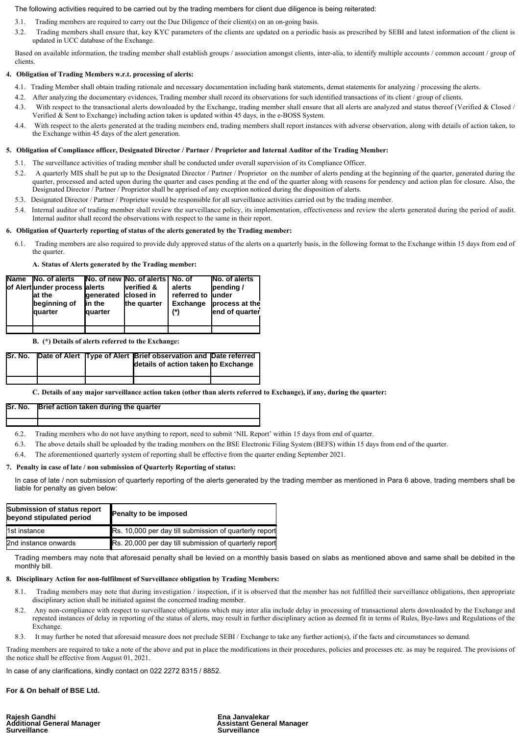The following activities required to be carried out by the trading members for client due diligence is being reiterated:

3.1. Trading members are required to carry out the Due Diligence of their client(s) on an on-going basis.

3.2. Trading members shall ensure that, key KYC parameters of the clients are updated on a periodic basis as prescribed by SEBI and latest information of the client is updated in UCC database of the Exchange.

Based on available information, the trading member shall establish groups / association amongst clients, inter-alia, to identify multiple accounts / common account / group of clients.

**4. Obligation of Trading Members w.r.t. processing of alerts:**

4.1. Trading Member shall obtain trading rationale and necessary documentation including bank statements, demat statements for analyzing / processing the alerts.

4.2. After analyzing the documentary evidences, Trading member shall record its observations for such identified transactions of its client / group of clients.

4.3. With respect to the transactional alerts downloaded by the Exchange, trading member shall ensure that all alerts are analyzed and status thereof (Verified & Closed / Verified & Sent to Exchange) including action taken is updated within 45 days, in the e-BOSS System.

4.4. With respect to the alerts generated at the trading members end, trading members shall report instances with adverse observation, along with details of action taken, to the Exchange within 45 days of the alert generation.

**5. Obligation of Compliance officer, Designated Director / Partner / Proprietor and Internal Auditor of the Trading Member:**

5.1. The surveillance activities of trading member shall be conducted under overall supervision of its Compliance Officer.

5.2. A quarterly MIS shall be put up to the Designated Director / Partner / Proprietor on the number of alerts pending at the beginning of the quarter, generated during the quarter, processed and acted upon during the quarter and cases pending at the end of the quarter along with reasons for pendency and action plan for closure. Also, the Designated Director / Partner / Proprietor shall be apprised of any exception noticed during the disposition of alerts.

5.3. Designated Director / Partner / Proprietor would be responsible for all surveillance activities carried out by the trading member.

5.4. Internal auditor of trading member shall review the surveillance policy, its implementation, effectiveness and review the alerts generated during the period of audit. Internal auditor shall record the observations with respect to the same in their report.

**6. Obligation of Quarterly reporting of status of the alerts generated by the Trading member:**

6.1. Trading members are also required to provide duly approved status of the alerts on a quarterly basis, in the following format to the Exchange within 15 days from end of the quarter.

**A. Status of Alerts generated by the Trading member:**

| Name of Alert | No. of alerts under process at the beginning of quarter | No. of new alerts generated in the quarter | No. of alerts verified & closed in the quarter | No. of alerts referred to Exchange (*) | No. of alerts pending / under process at the end of quarter |
|---|---|---|---|---|---|
| | | | | | |

**B. (*) Details of alerts referred to the Exchange:**

| Sr. No. | Date of Alert | Type of Alert | Brief observation and details of action taken | Date referred to Exchange |
|---|---|---|---|---|
| | | | | |

**C. Details of any major surveillance action taken (other than alerts referred to Exchange), if any, during the quarter:**

| Sr. No. | Brief action taken during the quarter |
|---|---|
| | |

6.2. Trading members who do not have anything to report, need to submit 'NIL Report' within 15 days from end of quarter.

6.3. The above details shall be uploaded by the trading members on the BSE Electronic Filing System (BEFS) within 15 days from end of the quarter.

6.4. The aforementioned quarterly system of reporting shall be effective from the quarter ending September 2021.

**7. Penalty in case of late / non submission of Quarterly Reporting of status:**

In case of late / non submission of quarterly reporting of the alerts generated by the trading member as mentioned in Para 6 above, trading members shall be liable for penalty as given below:

| Submission of status report beyond stipulated period | Penalty to be imposed |
|---|---|
| 1st instance | Rs. 10,000 per day till submission of quarterly report |
| 2nd instance onwards | Rs. 20,000 per day till submission of quarterly report |

Trading members may note that aforesaid penalty shall be levied on a monthly basis based on slabs as mentioned above and same shall be debited in the monthly bill.

**8. Disciplinary Action for non-fulfilment of Surveillance obligation by Trading Members:**

8.1. Trading members may note that during investigation / inspection, if it is observed that the member has not fulfilled their surveillance obligations, then appropriate disciplinary action shall be initiated against the concerned trading member.

8.2. Any non-compliance with respect to surveillance obligations which may inter alia include delay in processing of transactional alerts downloaded by the Exchange and repeated instances of delay in reporting of the status of alerts, may result in further disciplinary action as deemed fit in terms of Rules, Bye-laws and Regulations of the Exchange.

8.3. It may further be noted that aforesaid measure does not preclude SEBI / Exchange to take any further action(s), if the facts and circumstances so demand.

Trading members are required to take a note of the above and put in place the modifications in their procedures, policies and processes etc. as may be required. The provisions of the notice shall be effective from August 01, 2021.

In case of any clarifications, kindly contact on 022 2272 8315 / 8852.

**For & On behalf of BSE Ltd.**

**Rajesh Gandhi**
**Additional General Manager**
**Surveillance**

**Ena Janvalekar**
**Assistant General Manager**
**Surveillance**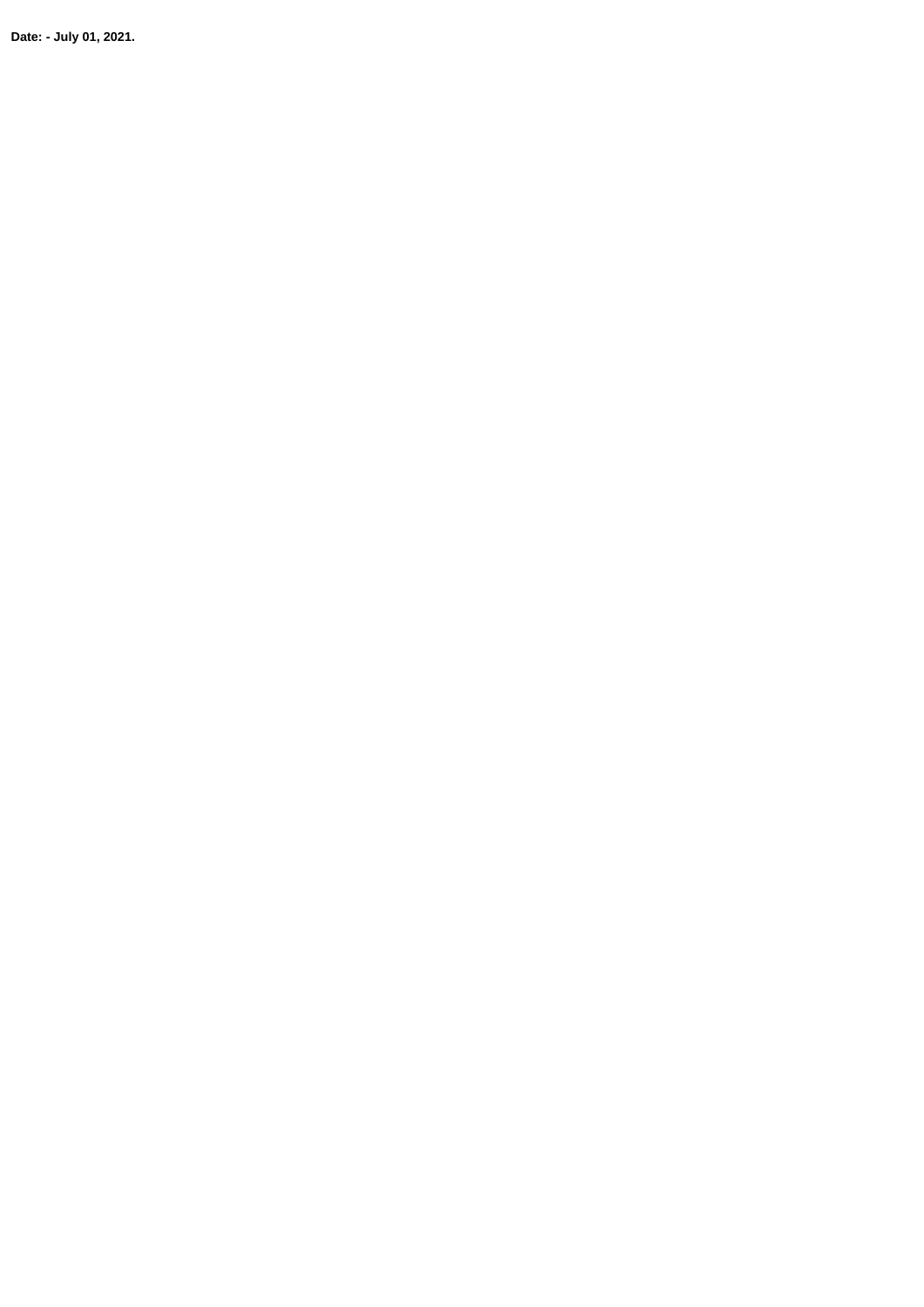**Date: - July 01, 2021.**